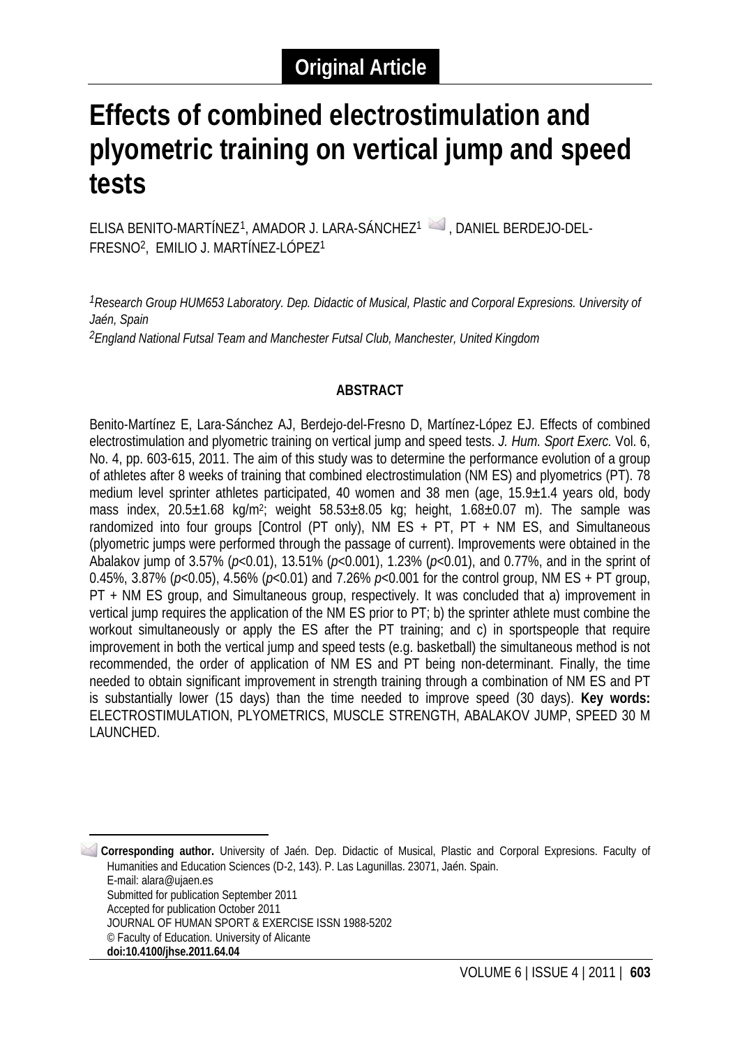**Original Article**

# Effects of combined electrostimulation and plyometric training on vertical jump and speed tests

ELISA BENITO-MARTÍNEZ[1], AMADOR J. LARA-SÁNCHEZ[1], DANIEL BERDEJO-DEL-FRESNO[2], EMILIO J. MARTÍNEZ-LÓPEZ[1]

*[1]Research Group HUM653 Laboratory. Dep. Didactic of Musical, Plastic and Corporal Expresions. University of Jaén, Spain*

*[2]England National Futsal Team and Manchester Futsal Club, Manchester, United Kingdom*

## ABSTRACT

Benito-Martínez E, Lara-Sánchez AJ, Berdejo-del-Fresno D, Martínez-López EJ. Effects of combined electrostimulation and plyometric training on vertical jump and speed tests. *J. Hum. Sport Exerc.* Vol. 6, No. 4, pp. 603-615, 2011. The aim of this study was to determine the performance evolution of a group of athletes after 8 weeks of training that combined electrostimulation (NM ES) and plyometrics (PT). 78 medium level sprinter athletes participated, 40 women and 38 men (age, 15.9±1.4 years old, body mass index, 20.5±1.68 kg/m$^2$; weight 58.53±8.05 kg; height, 1.68±0.07 m). The sample was randomized into four groups [Control (PT only), NM ES + PT, PT + NM ES, and Simultaneous (plyometric jumps were performed through the passage of current). Improvements were obtained in the Abalakov jump of 3.57% ($p$<0.01), 13.51% ($p$<0.001), 1.23% ($p$<0.01), and 0.77%, and in the sprint of 0.45%, 3.87% ($p$<0.05), 4.56% ($p$<0.01) and 7.26% $p$<0.001 for the control group, NM ES + PT group, PT + NM ES group, and Simultaneous group, respectively. It was concluded that a) improvement in vertical jump requires the application of the NM ES prior to PT; b) the sprinter athlete must combine the workout simultaneously or apply the ES after the PT training; and c) in sportspeople that require improvement in both the vertical jump and speed tests (e.g. basketball) the simultaneous method is not recommended, the order of application of NM ES and PT being non-determinant. Finally, the time needed to obtain significant improvement in strength training through a combination of NM ES and PT is substantially lower (15 days) than the time needed to improve speed (30 days). **Key words:** ELECTROSTIMULATION, PLYOMETRICS, MUSCLE STRENGTH, ABALAKOV JUMP, SPEED 30 M LAUNCHED.

---

**Corresponding author.** University of Jaén. Dep. Didactic of Musical, Plastic and Corporal Expresions. Faculty of Humanities and Education Sciences (D-2, 143). P. Las Lagunillas. 23071, Jaén. Spain.
E-mail: alara@ujaen.es
Submitted for publication September 2011
Accepted for publication October 2011
JOURNAL OF HUMAN SPORT & EXERCISE ISSN 1988-5202
© Faculty of Education. University of Alicante
**doi:10.4100/jhse.2011.64.04**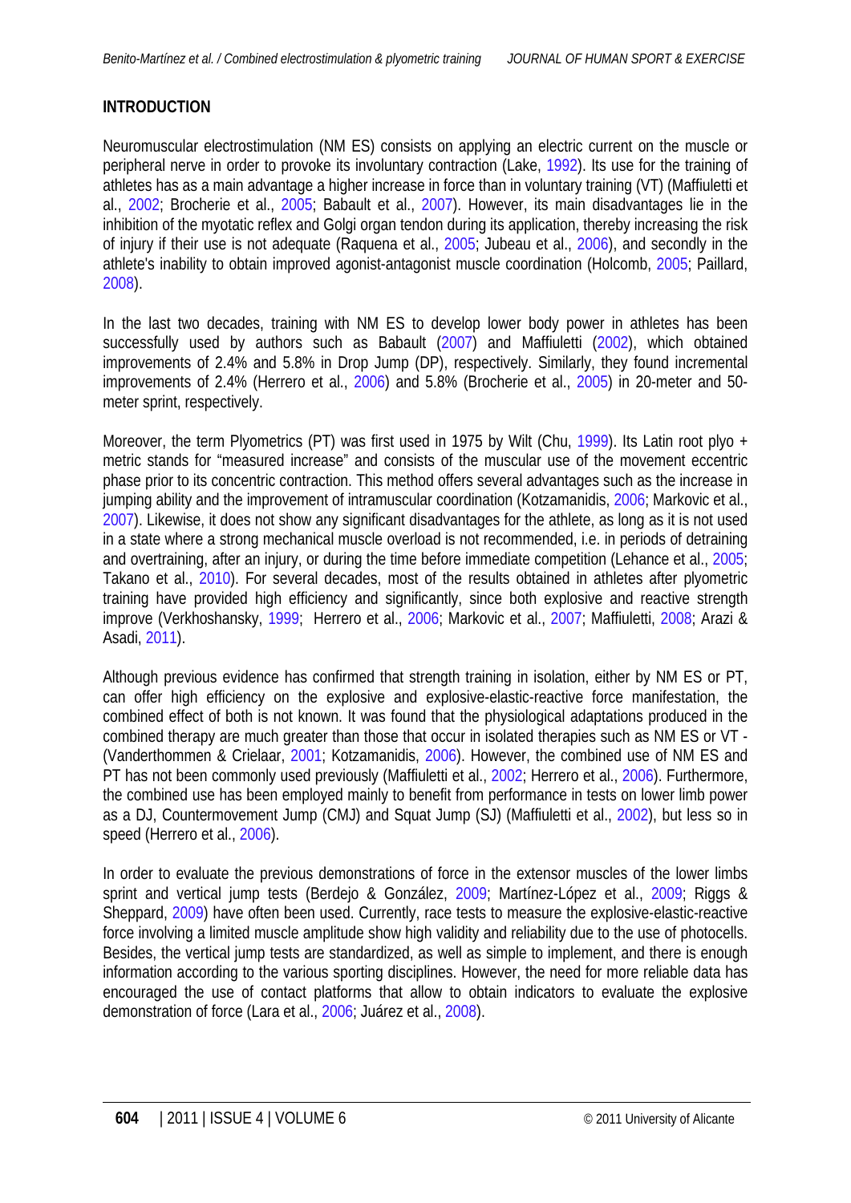## INTRODUCTION

Neuromuscular electrostimulation (NM ES) consists on applying an electric current on the muscle or peripheral nerve in order to provoke its involuntary contraction (Lake, 1992). Its use for the training of athletes has as a main advantage a higher increase in force than in voluntary training (VT) (Maffiuletti et al., 2002; Brocherie et al., 2005; Babault et al., 2007). However, its main disadvantages lie in the inhibition of the myotatic reflex and Golgi organ tendon during its application, thereby increasing the risk of injury if their use is not adequate (Raquena et al., 2005; Jubeau et al., 2006), and secondly in the athlete's inability to obtain improved agonist-antagonist muscle coordination (Holcomb, 2005; Paillard, 2008).

In the last two decades, training with NM ES to develop lower body power in athletes has been successfully used by authors such as Babault (2007) and Maffiuletti (2002), which obtained improvements of 2.4% and 5.8% in Drop Jump (DP), respectively. Similarly, they found incremental improvements of 2.4% (Herrero et al., 2006) and 5.8% (Brocherie et al., 2005) in 20-meter and 50-meter sprint, respectively.

Moreover, the term Plyometrics (PT) was first used in 1975 by Wilt (Chu, 1999). Its Latin root plyo + metric stands for "measured increase" and consists of the muscular use of the movement eccentric phase prior to its concentric contraction. This method offers several advantages such as the increase in jumping ability and the improvement of intramuscular coordination (Kotzamanidis, 2006; Markovic et al., 2007). Likewise, it does not show any significant disadvantages for the athlete, as long as it is not used in a state where a strong mechanical muscle overload is not recommended, i.e. in periods of detraining and overtraining, after an injury, or during the time before immediate competition (Lehance et al., 2005; Takano et al., 2010). For several decades, most of the results obtained in athletes after plyometric training have provided high efficiency and significantly, since both explosive and reactive strength improve (Verkhoshansky, 1999; Herrero et al., 2006; Markovic et al., 2007; Maffiuletti, 2008; Arazi & Asadi, 2011).

Although previous evidence has confirmed that strength training in isolation, either by NM ES or PT, can offer high efficiency on the explosive and explosive-elastic-reactive force manifestation, the combined effect of both is not known. It was found that the physiological adaptations produced in the combined therapy are much greater than those that occur in isolated therapies such as NM ES or VT - (Vanderthommen & Crielaar, 2001; Kotzamanidis, 2006). However, the combined use of NM ES and PT has not been commonly used previously (Maffiuletti et al., 2002; Herrero et al., 2006). Furthermore, the combined use has been employed mainly to benefit from performance in tests on lower limb power as a DJ, Countermovement Jump (CMJ) and Squat Jump (SJ) (Maffiuletti et al., 2002), but less so in speed (Herrero et al., 2006).

In order to evaluate the previous demonstrations of force in the extensor muscles of the lower limbs sprint and vertical jump tests (Berdejo & González, 2009; Martínez-López et al., 2009; Riggs & Sheppard, 2009) have often been used. Currently, race tests to measure the explosive-elastic-reactive force involving a limited muscle amplitude show high validity and reliability due to the use of photocells. Besides, the vertical jump tests are standardized, as well as simple to implement, and there is enough information according to the various sporting disciplines. However, the need for more reliable data has encouraged the use of contact platforms that allow to obtain indicators to evaluate the explosive demonstration of force (Lara et al., 2006; Juárez et al., 2008).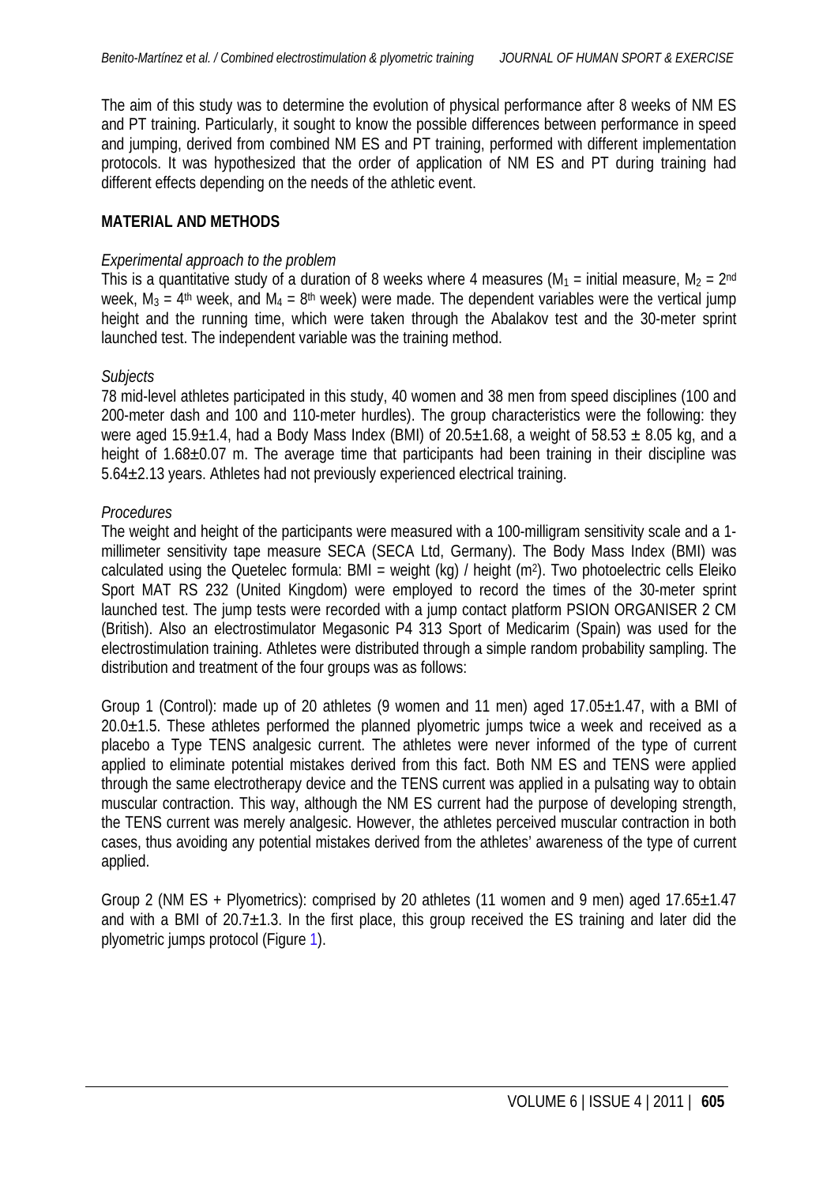The aim of this study was to determine the evolution of physical performance after 8 weeks of NM ES and PT training. Particularly, it sought to know the possible differences between performance in speed and jumping, derived from combined NM ES and PT training, performed with different implementation protocols. It was hypothesized that the order of application of NM ES and PT during training had different effects depending on the needs of the athletic event.

## MATERIAL AND METHODS

### *Experimental approach to the problem*

This is a quantitative study of a duration of 8 weeks where 4 measures ($M_1$ = initial measure, $M_2$ = 2nd week, $M_3$ = 4th week, and $M_4$ = 8th week) were made. The dependent variables were the vertical jump height and the running time, which were taken through the Abalakov test and the 30-meter sprint launched test. The independent variable was the training method.

### *Subjects*

78 mid-level athletes participated in this study, 40 women and 38 men from speed disciplines (100 and 200-meter dash and 100 and 110-meter hurdles). The group characteristics were the following: they were aged 15.9±1.4, had a Body Mass Index (BMI) of 20.5±1.68, a weight of 58.53 ± 8.05 kg, and a height of 1.68±0.07 m. The average time that participants had been training in their discipline was 5.64±2.13 years. Athletes had not previously experienced electrical training.

### *Procedures*

The weight and height of the participants were measured with a 100-milligram sensitivity scale and a 1-millimeter sensitivity tape measure SECA (SECA Ltd, Germany). The Body Mass Index (BMI) was calculated using the Quetelec formula: BMI = weight (kg) / height ($m^2$). Two photoelectric cells Eleiko Sport MAT RS 232 (United Kingdom) were employed to record the times of the 30-meter sprint launched test. The jump tests were recorded with a jump contact platform PSION ORGANISER 2 CM (British). Also an electrostimulator Megasonic P4 313 Sport of Medicarim (Spain) was used for the electrostimulation training. Athletes were distributed through a simple random probability sampling. The distribution and treatment of the four groups was as follows:

Group 1 (Control): made up of 20 athletes (9 women and 11 men) aged 17.05±1.47, with a BMI of 20.0±1.5. These athletes performed the planned plyometric jumps twice a week and received as a placebo a Type TENS analgesic current. The athletes were never informed of the type of current applied to eliminate potential mistakes derived from this fact. Both NM ES and TENS were applied through the same electrotherapy device and the TENS current was applied in a pulsating way to obtain muscular contraction. This way, although the NM ES current had the purpose of developing strength, the TENS current was merely analgesic. However, the athletes perceived muscular contraction in both cases, thus avoiding any potential mistakes derived from the athletes' awareness of the type of current applied.

Group 2 (NM ES + Plyometrics): comprised by 20 athletes (11 women and 9 men) aged 17.65±1.47 and with a BMI of 20.7±1.3. In the first place, this group received the ES training and later did the plyometric jumps protocol (Figure 1).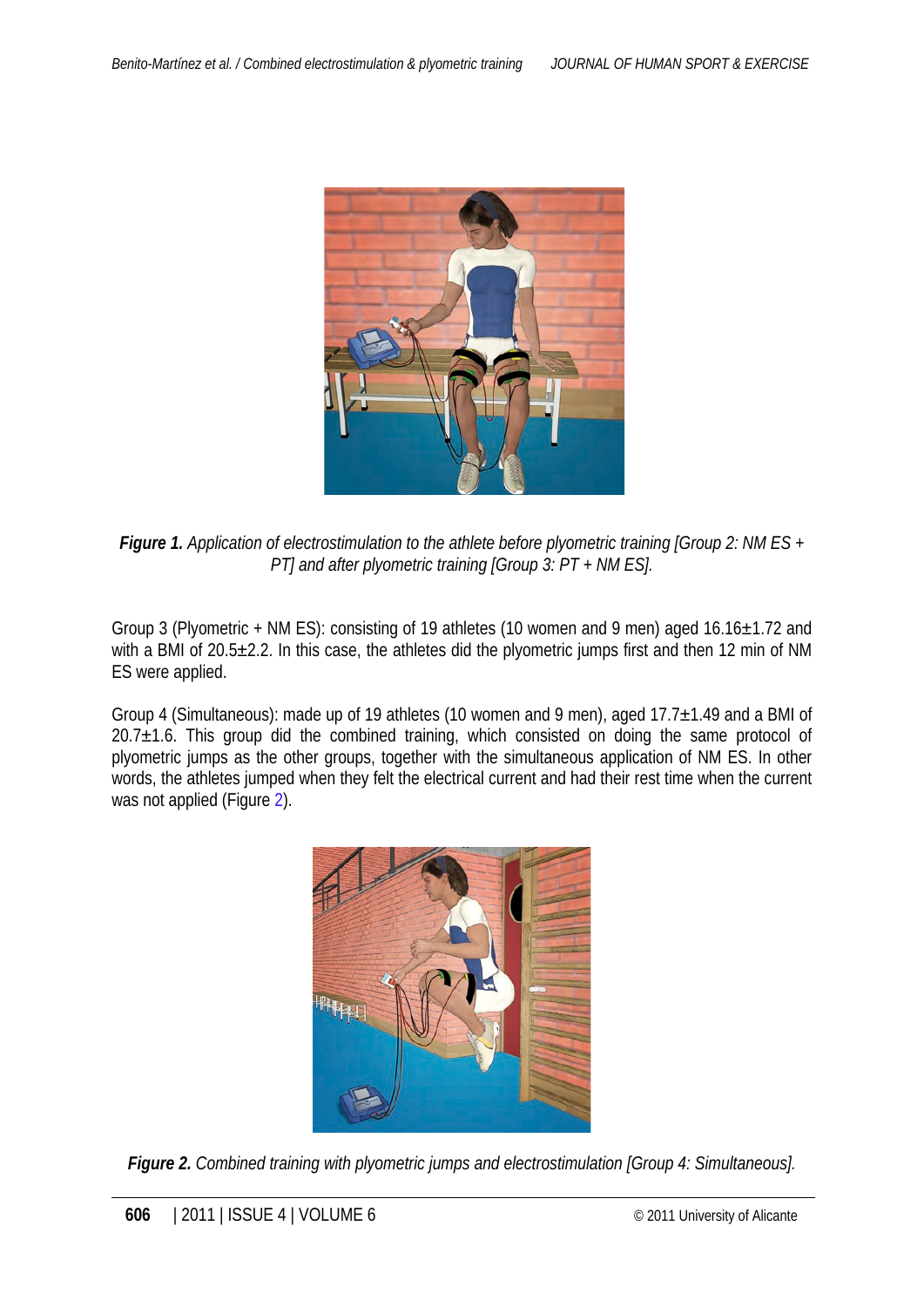***Figure 1.*** *Application of electrostimulation to the athlete before plyometric training [Group 2: NM ES + PT] and after plyometric training [Group 3: PT + NM ES].*

Group 3 (Plyometric + NM ES): consisting of 19 athletes (10 women and 9 men) aged 16.16±1.72 and with a BMI of 20.5±2.2. In this case, the athletes did the plyometric jumps first and then 12 min of NM ES were applied.

Group 4 (Simultaneous): made up of 19 athletes (10 women and 9 men), aged 17.7±1.49 and a BMI of 20.7±1.6. This group did the combined training, which consisted on doing the same protocol of plyometric jumps as the other groups, together with the simultaneous application of NM ES. In other words, the athletes jumped when they felt the electrical current and had their rest time when the current was not applied (Figure 2).

***Figure 2.*** *Combined training with plyometric jumps and electrostimulation [Group 4: Simultaneous].*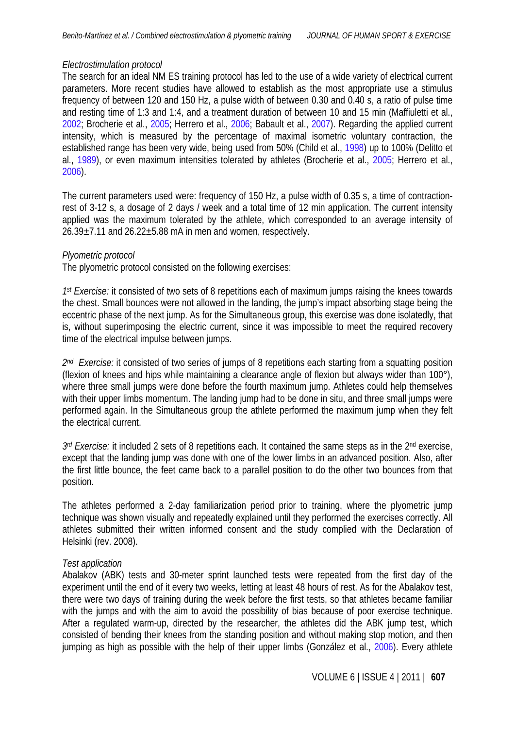*Electrostimulation protocol*

The search for an ideal NM ES training protocol has led to the use of a wide variety of electrical current parameters. More recent studies have allowed to establish as the most appropriate use a stimulus frequency of between 120 and 150 Hz, a pulse width of between 0.30 and 0.40 s, a ratio of pulse time and resting time of 1:3 and 1:4, and a treatment duration of between 10 and 15 min (Maffiuletti et al., 2002; Brocherie et al., 2005; Herrero et al., 2006; Babault et al., 2007). Regarding the applied current intensity, which is measured by the percentage of maximal isometric voluntary contraction, the established range has been very wide, being used from 50% (Child et al., 1998) up to 100% (Delitto et al., 1989), or even maximum intensities tolerated by athletes (Brocherie et al., 2005; Herrero et al., 2006).

The current parameters used were: frequency of 150 Hz, a pulse width of 0.35 s, a time of contraction-rest of 3-12 s, a dosage of 2 days / week and a total time of 12 min application. The current intensity applied was the maximum tolerated by the athlete, which corresponded to an average intensity of 26.39±7.11 and 26.22±5.88 mA in men and women, respectively.

*Plyometric protocol*

The plyometric protocol consisted on the following exercises:

*1st Exercise:* it consisted of two sets of 8 repetitions each of maximum jumps raising the knees towards the chest. Small bounces were not allowed in the landing, the jump's impact absorbing stage being the eccentric phase of the next jump. As for the Simultaneous group, this exercise was done isolatedly, that is, without superimposing the electric current, since it was impossible to meet the required recovery time of the electrical impulse between jumps.

*2nd Exercise:* it consisted of two series of jumps of 8 repetitions each starting from a squatting position (flexion of knees and hips while maintaining a clearance angle of flexion but always wider than 100°), where three small jumps were done before the fourth maximum jump. Athletes could help themselves with their upper limbs momentum. The landing jump had to be done in situ, and three small jumps were performed again. In the Simultaneous group the athlete performed the maximum jump when they felt the electrical current.

*3rd Exercise:* it included 2 sets of 8 repetitions each. It contained the same steps as in the 2nd exercise, except that the landing jump was done with one of the lower limbs in an advanced position. Also, after the first little bounce, the feet came back to a parallel position to do the other two bounces from that position.

The athletes performed a 2-day familiarization period prior to training, where the plyometric jump technique was shown visually and repeatedly explained until they performed the exercises correctly. All athletes submitted their written informed consent and the study complied with the Declaration of Helsinki (rev. 2008).

*Test application*

Abalakov (ABK) tests and 30-meter sprint launched tests were repeated from the first day of the experiment until the end of it every two weeks, letting at least 48 hours of rest. As for the Abalakov test, there were two days of training during the week before the first tests, so that athletes became familiar with the jumps and with the aim to avoid the possibility of bias because of poor exercise technique. After a regulated warm-up, directed by the researcher, the athletes did the ABK jump test, which consisted of bending their knees from the standing position and without making stop motion, and then jumping as high as possible with the help of their upper limbs (González et al., 2006). Every athlete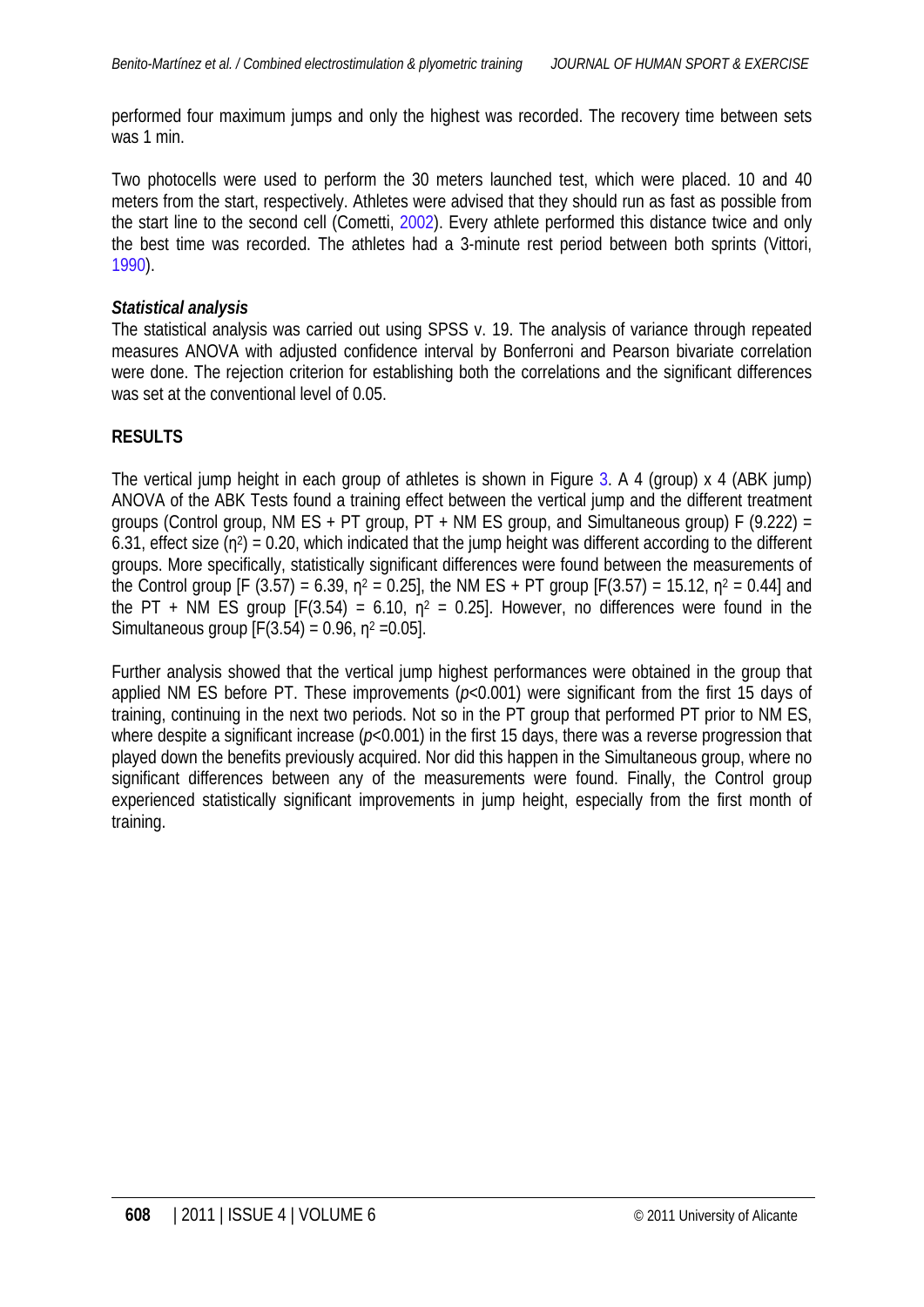performed four maximum jumps and only the highest was recorded. The recovery time between sets was 1 min.

Two photocells were used to perform the 30 meters launched test, which were placed. 10 and 40 meters from the start, respectively. Athletes were advised that they should run as fast as possible from the start line to the second cell (Cometti, 2002). Every athlete performed this distance twice and only the best time was recorded. The athletes had a 3-minute rest period between both sprints (Vittori, 1990).

***Statistical analysis***

The statistical analysis was carried out using SPSS v. 19. The analysis of variance through repeated measures ANOVA with adjusted confidence interval by Bonferroni and Pearson bivariate correlation were done. The rejection criterion for establishing both the correlations and the significant differences was set at the conventional level of 0.05.

## RESULTS

The vertical jump height in each group of athletes is shown in Figure 3. A 4 (group) x 4 (ABK jump) ANOVA of the ABK Tests found a training effect between the vertical jump and the different treatment groups (Control group, NM ES + PT group, PT + NM ES group, and Simultaneous group) $F$ (9.222) = 6.31, effect size ($\eta^2$) = 0.20, which indicated that the jump height was different according to the different groups. More specifically, statistically significant differences were found between the measurements of the Control group [$F$ (3.57) = 6.39, $\eta^2$ = 0.25], the NM ES + PT group [$F$(3.57) = 15.12, $\eta^2$ = 0.44] and the PT + NM ES group [$F$(3.54) = 6.10, $\eta^2$ = 0.25]. However, no differences were found in the Simultaneous group [$F$(3.54) = 0.96, $\eta^2$ =0.05].

Further analysis showed that the vertical jump highest performances were obtained in the group that applied NM ES before PT. These improvements ($p$<0.001) were significant from the first 15 days of training, continuing in the next two periods. Not so in the PT group that performed PT prior to NM ES, where despite a significant increase ($p$<0.001) in the first 15 days, there was a reverse progression that played down the benefits previously acquired. Nor did this happen in the Simultaneous group, where no significant differences between any of the measurements were found. Finally, the Control group experienced statistically significant improvements in jump height, especially from the first month of training.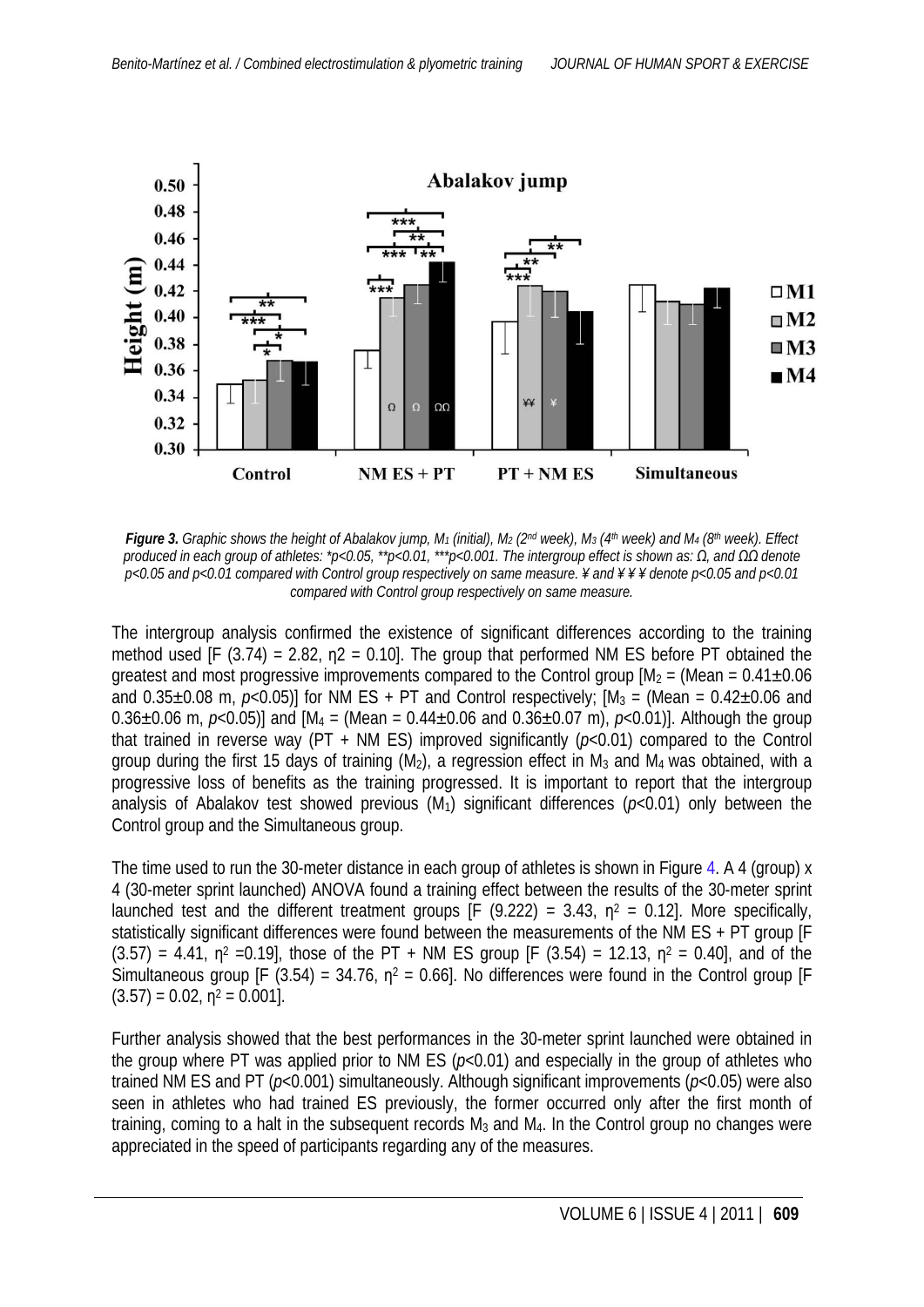*Figure 3. Graphic shows the height of Abalakov jump, $M_1$ (initial), $M_2$ (2nd week), $M_3$ (4th week) and $M_4$ (8th week). Effect produced in each group of athletes: \*p<0.05, \*\*p<0.01, \*\*\*p<0.001. The intergroup effect is shown as: Ω, and ΩΩ denote p<0.05 and p<0.01 compared with Control group respectively on same measure. ¥ and ¥¥ denote p<0.05 and p<0.01 compared with Control group respectively on same measure.*

The intergroup analysis confirmed the existence of significant differences according to the training method used [F (3.74) = 2.82, η2 = 0.10]. The group that performed NM ES before PT obtained the greatest and most progressive improvements compared to the Control group [$M_2$ = (Mean = 0.41±0.06 and 0.35±0.08 m, *p*<0.05)] for NM ES + PT and Control respectively; [$M_3$ = (Mean = 0.42±0.06 and 0.36±0.06 m, *p*<0.05)] and [$M_4$ = (Mean = 0.44±0.06 and 0.36±0.07 m), *p*<0.01)]. Although the group that trained in reverse way (PT + NM ES) improved significantly (*p*<0.01) compared to the Control group during the first 15 days of training ($M_2$), a regression effect in $M_3$ and $M_4$ was obtained, with a progressive loss of benefits as the training progressed. It is important to report that the intergroup analysis of Abalakov test showed previous ($M_1$) significant differences (*p*<0.01) only between the Control group and the Simultaneous group.

The time used to run the 30-meter distance in each group of athletes is shown in Figure 4. A 4 (group) x 4 (30-meter sprint launched) ANOVA found a training effect between the results of the 30-meter sprint launched test and the different treatment groups [F (9.222) = 3.43, $\eta^2$ = 0.12]. More specifically, statistically significant differences were found between the measurements of the NM ES + PT group [F (3.57) = 4.41, $\eta^2$ =0.19], those of the PT + NM ES group [F (3.54) = 12.13, $\eta^2$ = 0.40], and of the Simultaneous group [F (3.54) = 34.76, $\eta^2$ = 0.66]. No differences were found in the Control group [F (3.57) = 0.02, $\eta^2$ = 0.001].

Further analysis showed that the best performances in the 30-meter sprint launched were obtained in the group where PT was applied prior to NM ES (*p*<0.01) and especially in the group of athletes who trained NM ES and PT (*p*<0.001) simultaneously. Although significant improvements (*p*<0.05) were also seen in athletes who had trained ES previously, the former occurred only after the first month of training, coming to a halt in the subsequent records $M_3$ and $M_4$. In the Control group no changes were appreciated in the speed of participants regarding any of the measures.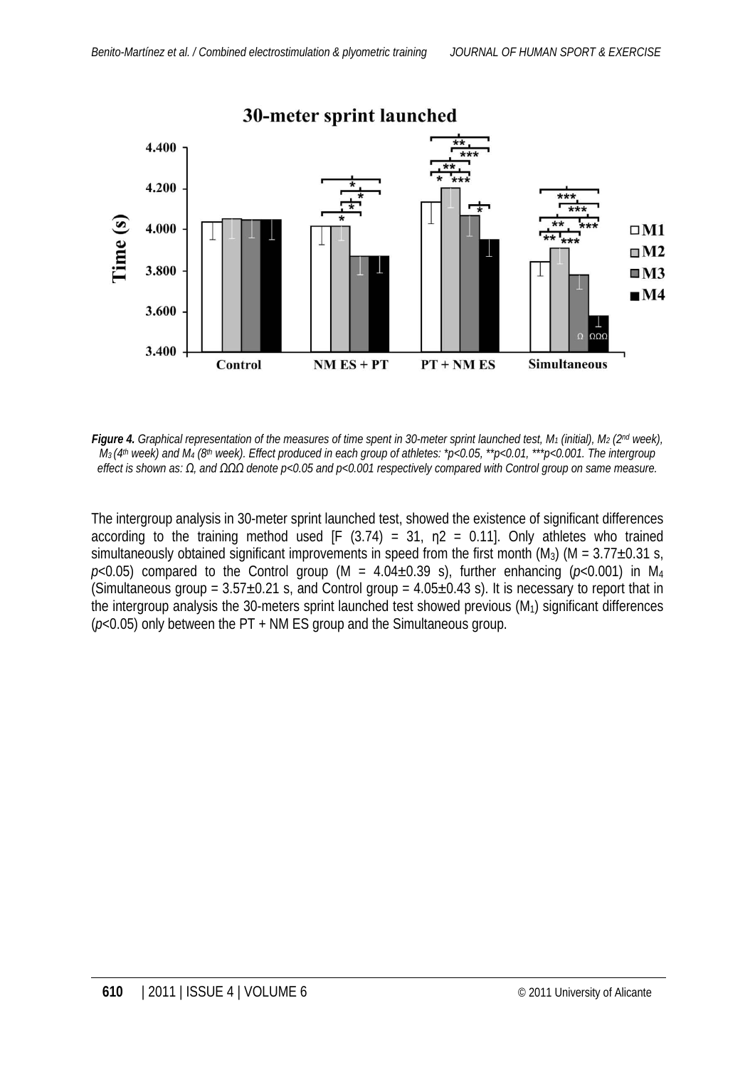*Figure 4. Graphical representation of the measures of time spent in 30-meter sprint launched test, $M_1$ (initial), $M_2$ (2nd week), $M_3$ (4th week) and $M_4$ (8th week). Effect produced in each group of athletes: \*p<0.05, \*\*p<0.01, \*\*\*p<0.001. The intergroup effect is shown as: Ω, and ΩΩΩ denote p<0.05 and p<0.001 respectively compared with Control group on same measure.*

The intergroup analysis in 30-meter sprint launched test, showed the existence of significant differences according to the training method used [F (3.74) = 31, η2 = 0.11]. Only athletes who trained simultaneously obtained significant improvements in speed from the first month ($M_3$) (M = 3.77±0.31 s, $p$<0.05) compared to the Control group (M = 4.04±0.39 s), further enhancing ($p$<0.001) in $M_4$ (Simultaneous group = 3.57±0.21 s, and Control group = 4.05±0.43 s). It is necessary to report that in the intergroup analysis the 30-meters sprint launched test showed previous ($M_1$) significant differences ($p$<0.05) only between the PT + NM ES group and the Simultaneous group.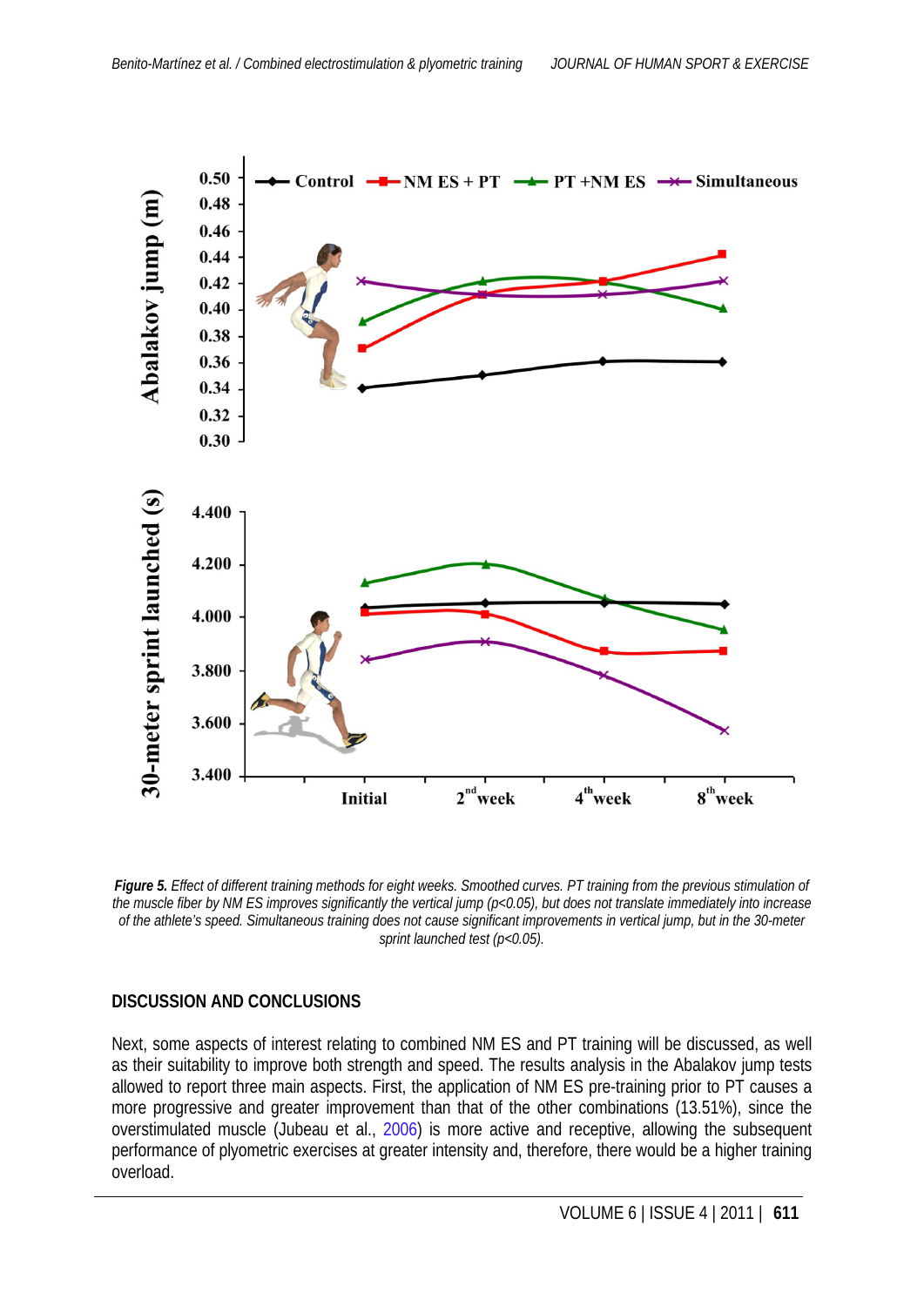*Figure 5. Effect of different training methods for eight weeks. Smoothed curves. PT training from the previous stimulation of the muscle fiber by NM ES improves significantly the vertical jump ($p<0.05$), but does not translate immediately into increase of the athlete's speed. Simultaneous training does not cause significant improvements in vertical jump, but in the 30-meter sprint launched test ($p<0.05$).*

## DISCUSSION AND CONCLUSIONS

Next, some aspects of interest relating to combined NM ES and PT training will be discussed, as well as their suitability to improve both strength and speed. The results analysis in the Abalakov jump tests allowed to report three main aspects. First, the application of NM ES pre-training prior to PT causes a more progressive and greater improvement than that of the other combinations (13.51%), since the overstimulated muscle (Jubeau et al., 2006) is more active and receptive, allowing the subsequent performance of plyometric exercises at greater intensity and, therefore, there would be a higher training overload.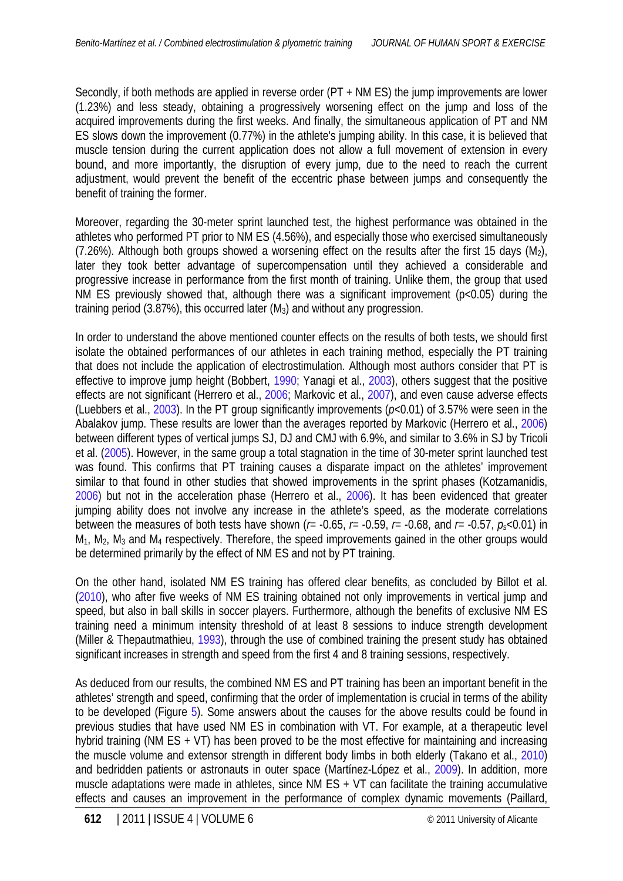Secondly, if both methods are applied in reverse order (PT + NM ES) the jump improvements are lower (1.23%) and less steady, obtaining a progressively worsening effect on the jump and loss of the acquired improvements during the first weeks. And finally, the simultaneous application of PT and NM ES slows down the improvement (0.77%) in the athlete's jumping ability. In this case, it is believed that muscle tension during the current application does not allow a full movement of extension in every bound, and more importantly, the disruption of every jump, due to the need to reach the current adjustment, would prevent the benefit of the eccentric phase between jumps and consequently the benefit of training the former.

Moreover, regarding the 30-meter sprint launched test, the highest performance was obtained in the athletes who performed PT prior to NM ES (4.56%), and especially those who exercised simultaneously (7.26%). Although both groups showed a worsening effect on the results after the first 15 days ($M_2$), later they took better advantage of supercompensation until they achieved a considerable and progressive increase in performance from the first month of training. Unlike them, the group that used NM ES previously showed that, although there was a significant improvement ($p<0.05$) during the training period (3.87%), this occurred later ($M_3$) and without any progression.

In order to understand the above mentioned counter effects on the results of both tests, we should first isolate the obtained performances of our athletes in each training method, especially the PT training that does not include the application of electrostimulation. Although most authors consider that PT is effective to improve jump height (Bobbert, 1990; Yanagi et al., 2003), others suggest that the positive effects are not significant (Herrero et al., 2006; Markovic et al., 2007), and even cause adverse effects (Luebbers et al., 2003). In the PT group significantly improvements ($p<0.01$) of 3.57% were seen in the Abalakov jump. These results are lower than the averages reported by Markovic (Herrero et al., 2006) between different types of vertical jumps SJ, DJ and CMJ with 6.9%, and similar to 3.6% in SJ by Tricoli et al. (2005). However, in the same group a total stagnation in the time of 30-meter sprint launched test was found. This confirms that PT training causes a disparate impact on the athletes' improvement similar to that found in other studies that showed improvements in the sprint phases (Kotzamanidis, 2006) but not in the acceleration phase (Herrero et al., 2006). It has been evidenced that greater jumping ability does not involve any increase in the athlete's speed, as the moderate correlations between the measures of both tests have shown ($r$= -0.65, $r$= -0.59, $r$= -0.68, and $r$= -0.57, $p_s<0.01$) in $M_1$, $M_2$, $M_3$ and $M_4$ respectively. Therefore, the speed improvements gained in the other groups would be determined primarily by the effect of NM ES and not by PT training.

On the other hand, isolated NM ES training has offered clear benefits, as concluded by Billot et al. (2010), who after five weeks of NM ES training obtained not only improvements in vertical jump and speed, but also in ball skills in soccer players. Furthermore, although the benefits of exclusive NM ES training need a minimum intensity threshold of at least 8 sessions to induce strength development (Miller & Thepautmathieu, 1993), through the use of combined training the present study has obtained significant increases in strength and speed from the first 4 and 8 training sessions, respectively.

As deduced from our results, the combined NM ES and PT training has been an important benefit in the athletes' strength and speed, confirming that the order of implementation is crucial in terms of the ability to be developed (Figure 5). Some answers about the causes for the above results could be found in previous studies that have used NM ES in combination with VT. For example, at a therapeutic level hybrid training (NM ES + VT) has been proved to be the most effective for maintaining and increasing the muscle volume and extensor strength in different body limbs in both elderly (Takano et al., 2010) and bedridden patients or astronauts in outer space (Martínez-López et al., 2009). In addition, more muscle adaptations were made in athletes, since NM ES + VT can facilitate the training accumulative effects and causes an improvement in the performance of complex dynamic movements (Paillard,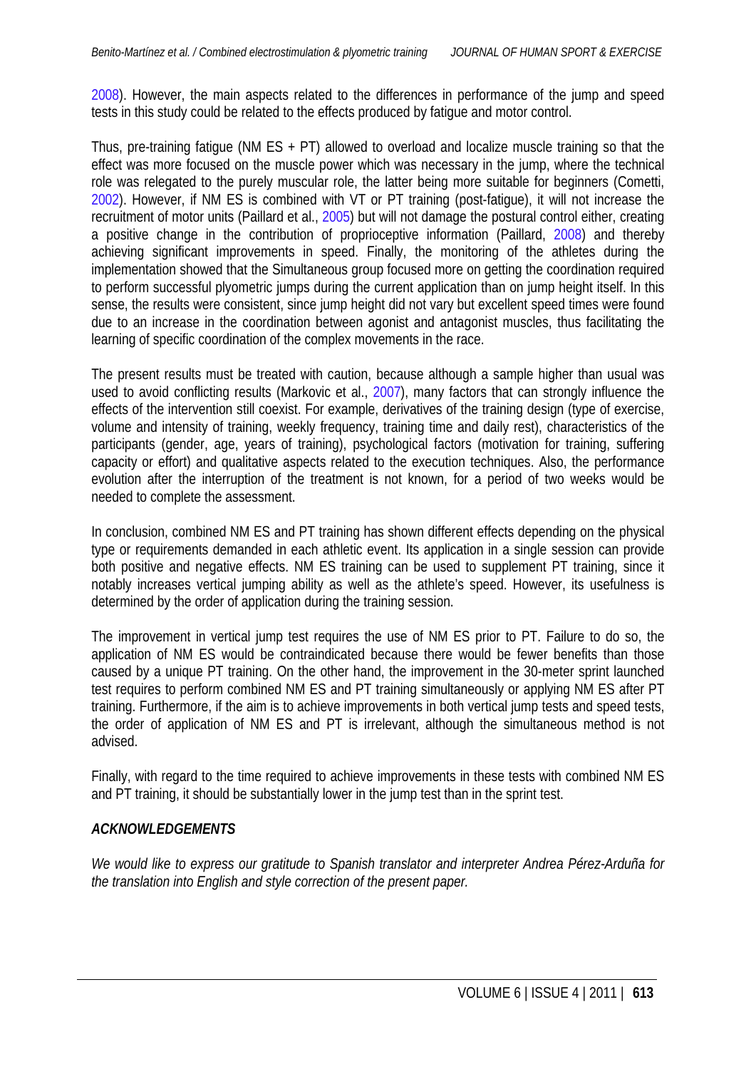2008). However, the main aspects related to the differences in performance of the jump and speed tests in this study could be related to the effects produced by fatigue and motor control.

Thus, pre-training fatigue (NM ES + PT) allowed to overload and localize muscle training so that the effect was more focused on the muscle power which was necessary in the jump, where the technical role was relegated to the purely muscular role, the latter being more suitable for beginners (Cometti, 2002). However, if NM ES is combined with VT or PT training (post-fatigue), it will not increase the recruitment of motor units (Paillard et al., 2005) but will not damage the postural control either, creating a positive change in the contribution of proprioceptive information (Paillard, 2008) and thereby achieving significant improvements in speed. Finally, the monitoring of the athletes during the implementation showed that the Simultaneous group focused more on getting the coordination required to perform successful plyometric jumps during the current application than on jump height itself. In this sense, the results were consistent, since jump height did not vary but excellent speed times were found due to an increase in the coordination between agonist and antagonist muscles, thus facilitating the learning of specific coordination of the complex movements in the race.

The present results must be treated with caution, because although a sample higher than usual was used to avoid conflicting results (Markovic et al., 2007), many factors that can strongly influence the effects of the intervention still coexist. For example, derivatives of the training design (type of exercise, volume and intensity of training, weekly frequency, training time and daily rest), characteristics of the participants (gender, age, years of training), psychological factors (motivation for training, suffering capacity or effort) and qualitative aspects related to the execution techniques. Also, the performance evolution after the interruption of the treatment is not known, for a period of two weeks would be needed to complete the assessment.

In conclusion, combined NM ES and PT training has shown different effects depending on the physical type or requirements demanded in each athletic event. Its application in a single session can provide both positive and negative effects. NM ES training can be used to supplement PT training, since it notably increases vertical jumping ability as well as the athlete's speed. However, its usefulness is determined by the order of application during the training session.

The improvement in vertical jump test requires the use of NM ES prior to PT. Failure to do so, the application of NM ES would be contraindicated because there would be fewer benefits than those caused by a unique PT training. On the other hand, the improvement in the 30-meter sprint launched test requires to perform combined NM ES and PT training simultaneously or applying NM ES after PT training. Furthermore, if the aim is to achieve improvements in both vertical jump tests and speed tests, the order of application of NM ES and PT is irrelevant, although the simultaneous method is not advised.

Finally, with regard to the time required to achieve improvements in these tests with combined NM ES and PT training, it should be substantially lower in the jump test than in the sprint test.

### *ACKNOWLEDGEMENTS*

*We would like to express our gratitude to Spanish translator and interpreter Andrea Pérez-Arduña for the translation into English and style correction of the present paper.*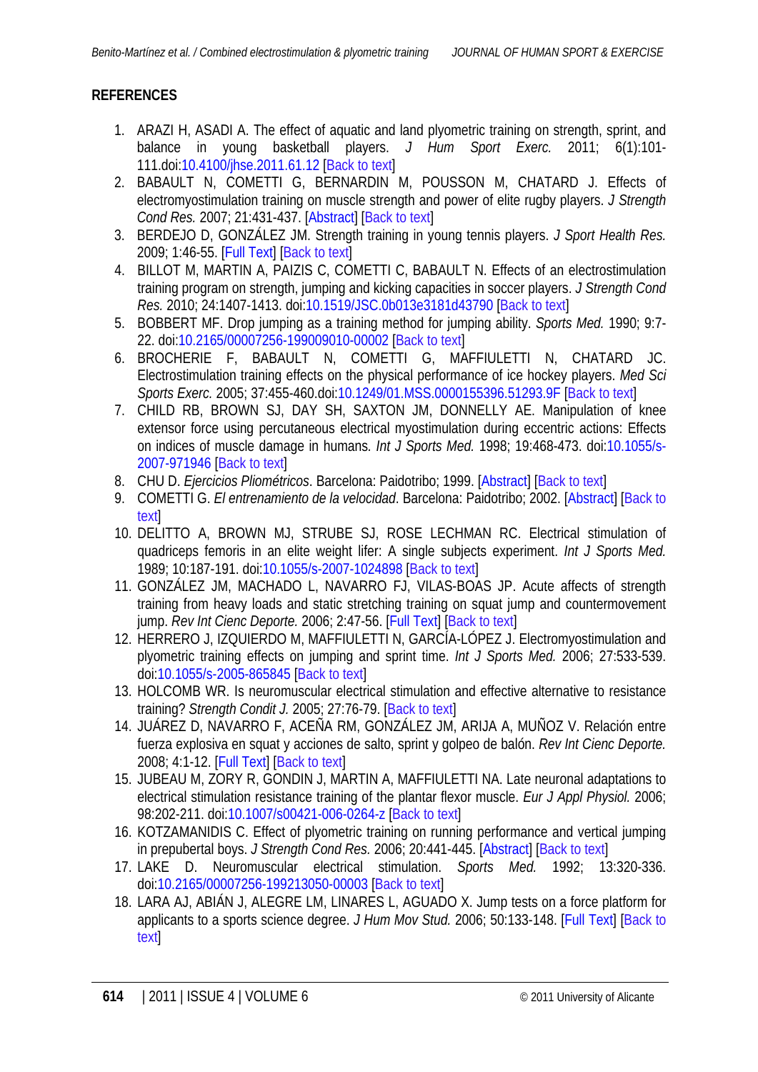## REFERENCES

1. ARAZI H, ASADI A. The effect of aquatic and land plyometric training on strength, sprint, and balance in young basketball players. *J Hum Sport Exerc.* 2011; 6(1):101-111.doi:10.4100/jhse.2011.61.12 [Back to text]
2. BABAULT N, COMETTI G, BERNARDIN M, POUSSON M, CHATARD J. Effects of electromyostimulation training on muscle strength and power of elite rugby players. *J Strength Cond Res.* 2007; 21:431-437. [Abstract] [Back to text]
3. BERDEJO D, GONZÁLEZ JM. Strength training in young tennis players. *J Sport Health Res.* 2009; 1:46-55. [Full Text] [Back to text]
4. BILLOT M, MARTIN A, PAIZIS C, COMETTI C, BABAULT N. Effects of an electrostimulation training program on strength, jumping and kicking capacities in soccer players. *J Strength Cond Res.* 2010; 24:1407-1413. doi:10.1519/JSC.0b013e3181d43790 [Back to text]
5. BOBBERT MF. Drop jumping as a training method for jumping ability. *Sports Med.* 1990; 9:7-22. doi:10.2165/00007256-199009010-00002 [Back to text]
6. BROCHERIE F, BABAULT N, COMETTI G, MAFFIULETTI N, CHATARD JC. Electrostimulation training effects on the physical performance of ice hockey players. *Med Sci Sports Exerc.* 2005; 37:455-460.doi:10.1249/01.MSS.0000155396.51293.9F [Back to text]
7. CHILD RB, BROWN SJ, DAY SH, SAXTON JM, DONNELLY AE. Manipulation of knee extensor force using percutaneous electrical myostimulation during eccentric actions: Effects on indices of muscle damage in humans. *Int J Sports Med.* 1998; 19:468-473. doi:10.1055/s-2007-971946 [Back to text]
8. CHU D. *Ejercicios Pliométricos*. Barcelona: Paidotribo; 1999. [Abstract] [Back to text]
9. COMETTI G. *El entrenamiento de la velocidad*. Barcelona: Paidotribo; 2002. [Abstract] [Back to text]
10. DELITTO A, BROWN MJ, STRUBE SJ, ROSE LECHMAN RC. Electrical stimulation of quadriceps femoris in an elite weight lifer: A single subjects experiment. *Int J Sports Med.* 1989; 10:187-191. doi:10.1055/s-2007-1024898 [Back to text]
11. GONZÁLEZ JM, MACHADO L, NAVARRO FJ, VILAS-BOAS JP. Acute affects of strength training from heavy loads and static stretching training on squat jump and countermovement jump. *Rev Int Cienc Deporte.* 2006; 2:47-56. [Full Text] [Back to text]
12. HERRERO J, IZQUIERDO M, MAFFIULETTI N, GARCÍA-LÓPEZ J. Electromyostimulation and plyometric training effects on jumping and sprint time. *Int J Sports Med.* 2006; 27:533-539. doi:10.1055/s-2005-865845 [Back to text]
13. HOLCOMB WR. Is neuromuscular electrical stimulation and effective alternative to resistance training? *Strength Condit J.* 2005; 27:76-79. [Back to text]
14. JUÁREZ D, NAVARRO F, ACEÑA RM, GONZÁLEZ JM, ARIJA A, MUÑOZ V. Relación entre fuerza explosiva en squat y acciones de salto, sprint y golpeo de balón. *Rev Int Cienc Deporte.* 2008; 4:1-12. [Full Text] [Back to text]
15. JUBEAU M, ZORY R, GONDIN J, MARTIN A, MAFFIULETTI NA. Late neuronal adaptations to electrical stimulation resistance training of the plantar flexor muscle. *Eur J Appl Physiol.* 2006; 98:202-211. doi:10.1007/s00421-006-0264-z [Back to text]
16. KOTZAMANIDIS C. Effect of plyometric training on running performance and vertical jumping in prepubertal boys. *J Strength Cond Res.* 2006; 20:441-445. [Abstract] [Back to text]
17. LAKE D. Neuromuscular electrical stimulation. *Sports Med.* 1992; 13:320-336. doi:10.2165/00007256-199213050-00003 [Back to text]
18. LARA AJ, ABIÁN J, ALEGRE LM, LINARES L, AGUADO X. Jump tests on a force platform for applicants to a sports science degree. *J Hum Mov Stud.* 2006; 50:133-148. [Full Text] [Back to text]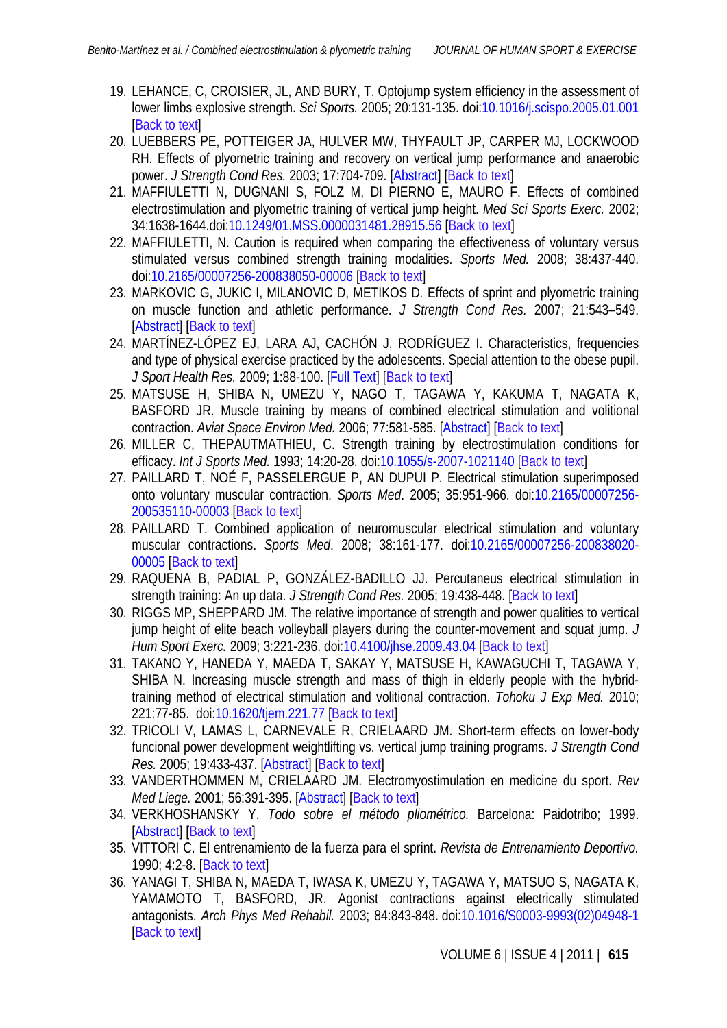19. LEHANCE, C, CROISIER, JL, AND BURY, T. Optojump system efficiency in the assessment of lower limbs explosive strength. *Sci Sports.* 2005; 20:131-135. doi:10.1016/j.scispo.2005.01.001 [Back to text]
20. LUEBBERS PE, POTTEIGER JA, HULVER MW, THYFAULT JP, CARPER MJ, LOCKWOOD RH. Effects of plyometric training and recovery on vertical jump performance and anaerobic power. *J Strength Cond Res.* 2003; 17:704-709. [Abstract] [Back to text]
21. MAFFIULETTI N, DUGNANI S, FOLZ M, DI PIERNO E, MAURO F. Effects of combined electrostimulation and plyometric training of vertical jump height. *Med Sci Sports Exerc.* 2002; 34:1638-1644.doi:10.1249/01.MSS.0000031481.28915.56 [Back to text]
22. MAFFIULETTI, N. Caution is required when comparing the effectiveness of voluntary versus stimulated versus combined strength training modalities. *Sports Med.* 2008; 38:437-440. doi:10.2165/00007256-200838050-00006 [Back to text]
23. MARKOVIC G, JUKIC I, MILANOVIC D, METIKOS D. Effects of sprint and plyometric training on muscle function and athletic performance. *J Strength Cond Res.* 2007; 21:543–549. [Abstract] [Back to text]
24. MARTÍNEZ-LÓPEZ EJ, LARA AJ, CACHÓN J, RODRÍGUEZ I. Characteristics, frequencies and type of physical exercise practiced by the adolescents. Special attention to the obese pupil. *J Sport Health Res.* 2009; 1:88-100. [Full Text] [Back to text]
25. MATSUSE H, SHIBA N, UMEZU Y, NAGO T, TAGAWA Y, KAKUMA T, NAGATA K, BASFORD JR. Muscle training by means of combined electrical stimulation and volitional contraction. *Aviat Space Environ Med.* 2006; 77:581-585. [Abstract] [Back to text]
26. MILLER C, THEPAUTMATHIEU, C. Strength training by electrostimulation conditions for efficacy. *Int J Sports Med.* 1993; 14:20-28. doi:10.1055/s-2007-1021140 [Back to text]
27. PAILLARD T, NOÉ F, PASSELERGUE P, AN DUPUI P. Electrical stimulation superimposed onto voluntary muscular contraction. *Sports Med*. 2005; 35:951-966. doi:10.2165/00007256-200535110-00003 [Back to text]
28. PAILLARD T. Combined application of neuromuscular electrical stimulation and voluntary muscular contractions. *Sports Med*. 2008; 38:161-177. doi:10.2165/00007256-200838020-00005 [Back to text]
29. RAQUENA B, PADIAL P, GONZÁLEZ-BADILLO JJ. Percutaneus electrical stimulation in strength training: An up data. *J Strength Cond Res.* 2005; 19:438-448. [Back to text]
30. RIGGS MP, SHEPPARD JM. The relative importance of strength and power qualities to vertical jump height of elite beach volleyball players during the counter-movement and squat jump. *J Hum Sport Exerc.* 2009; 3:221-236. doi:10.4100/jhse.2009.43.04 [Back to text]
31. TAKANO Y, HANEDA Y, MAEDA T, SAKAY Y, MATSUSE H, KAWAGUCHI T, TAGAWA Y, SHIBA N. Increasing muscle strength and mass of thigh in elderly people with the hybrid-training method of electrical stimulation and volitional contraction. *Tohoku J Exp Med.* 2010; 221:77-85. doi:10.1620/tjem.221.77 [Back to text]
32. TRICOLI V, LAMAS L, CARNEVALE R, CRIELAARD JM. Short-term effects on lower-body funcional power development weightlifting vs. vertical jump training programs. *J Strength Cond Res.* 2005; 19:433-437. [Abstract] [Back to text]
33. VANDERTHOMMEN M, CRIELAARD JM. Electromyostimulation en medicine du sport. *Rev Med Liege.* 2001; 56:391-395. [Abstract] [Back to text]
34. VERKHOSHANSKY Y. *Todo sobre el método pliométrico.* Barcelona: Paidotribo; 1999. [Abstract] [Back to text]
35. VITTORI C. El entrenamiento de la fuerza para el sprint. *Revista de Entrenamiento Deportivo.* 1990; 4:2-8. [Back to text]
36. YANAGI T, SHIBA N, MAEDA T, IWASA K, UMEZU Y, TAGAWA Y, MATSUO S, NAGATA K, YAMAMOTO T, BASFORD, JR. Agonist contractions against electrically stimulated antagonists. *Arch Phys Med Rehabil.* 2003; 84:843-848. doi:10.1016/S0003-9993(02)04948-1 [Back to text]